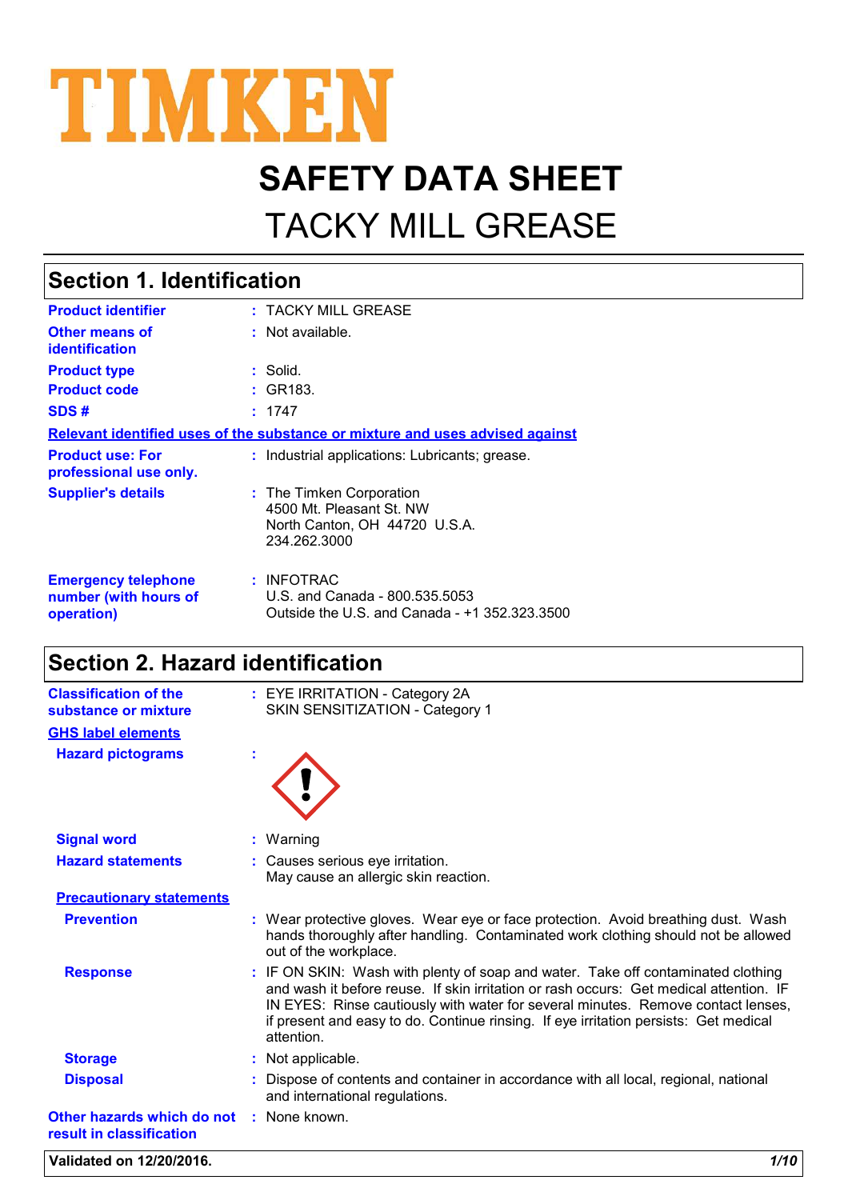TIMKEN

# SAFETY DATA SHEET

# TACKY MILL GREASE

## Section 1. Identification

| | | |
|---|---|---|
| **Product identifier** | : | TACKY MILL GREASE |
| **Other means of identification** | : | Not available. |
| **Product type** | : | Solid. |
| **Product code** | : | GR183. |
| **SDS #** | : | 1747 |

**Relevant identified uses of the substance or mixture and uses advised against**

| | | |
|---|---|---|
| **Product use: For professional use only.** | : | Industrial applications: Lubricants; grease. |
| **Supplier's details** | : | The Timken Corporation<br>4500 Mt. Pleasant St. NW<br>North Canton, OH 44720 U.S.A.<br>234.262.3000 |
| **Emergency telephone number (with hours of operation)** | : | INFOTRAC<br>U.S. and Canada - 800.535.5053<br>Outside the U.S. and Canada - +1 352.323.3500 |

## Section 2. Hazard identification

| | | |
|---|---|---|
| **Classification of the substance or mixture** | : | EYE IRRITATION - Category 2A<br>SKIN SENSITIZATION - Category 1 |

**GHS label elements**

| | | |
|---|---|---|
| **Hazard pictograms** | : | |
| **Signal word** | : | Warning |
| **Hazard statements** | : | Causes serious eye irritation.<br>May cause an allergic skin reaction. |

**Precautionary statements**

| | | |
|---|---|---|
| **Prevention** | : | Wear protective gloves. Wear eye or face protection. Avoid breathing dust. Wash hands thoroughly after handling. Contaminated work clothing should not be allowed out of the workplace. |
| **Response** | : | IF ON SKIN: Wash with plenty of soap and water. Take off contaminated clothing and wash it before reuse. If skin irritation or rash occurs: Get medical attention. IF IN EYES: Rinse cautiously with water for several minutes. Remove contact lenses, if present and easy to do. Continue rinsing. If eye irritation persists: Get medical attention. |
| **Storage** | : | Not applicable. |
| **Disposal** | : | Dispose of contents and container in accordance with all local, regional, national and international regulations. |
| **Other hazards which do not result in classification** | : | None known. |

**Validated on 12/20/2016.**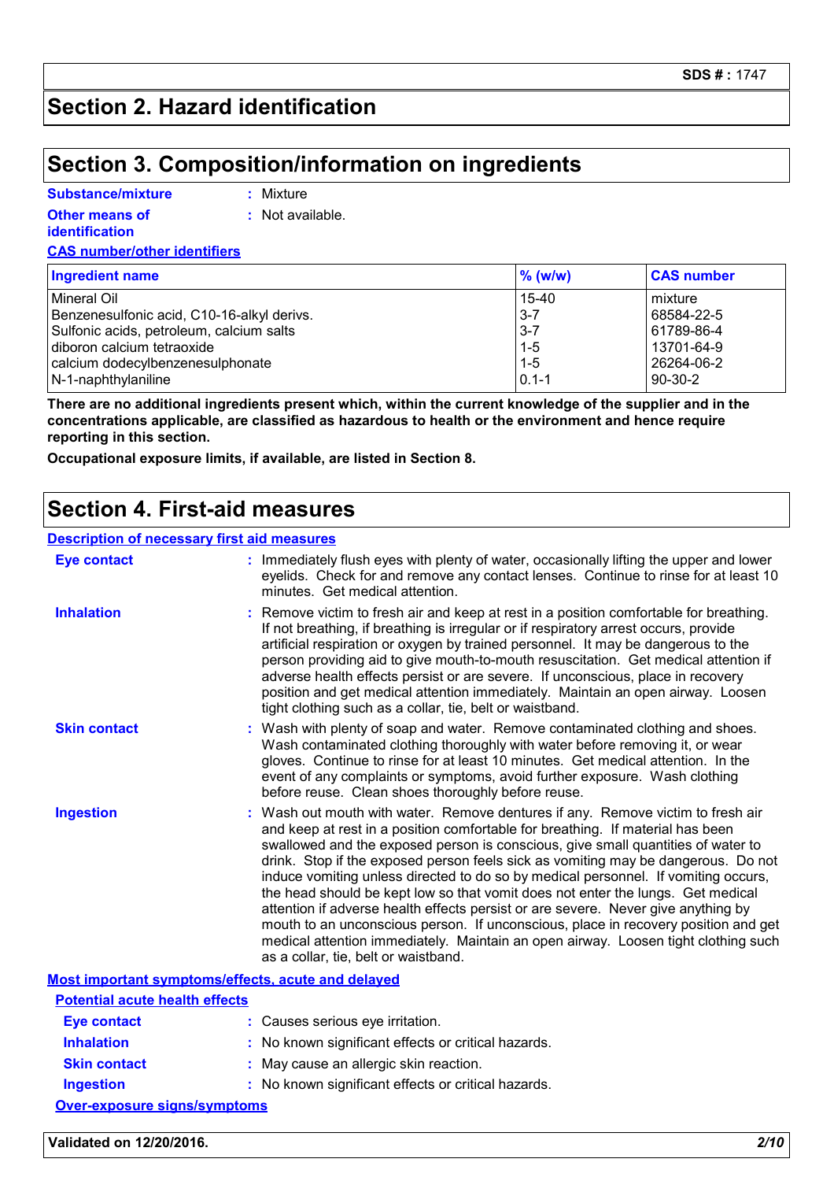## Section 2. Hazard identification

## Section 3. Composition/information on ingredients

**Substance/mixture** : Mixture

**Other means of identification** : Not available.

**CAS number/other identifiers**

| Ingredient name | % (w/w) | CAS number |
|---|---|---|
| Mineral Oil | 15-40 | mixture |
| Benzenesulfonic acid, C10-16-alkyl derivs. | 3-7 | 68584-22-5 |
| Sulfonic acids, petroleum, calcium salts | 3-7 | 61789-86-4 |
| diboron calcium tetraoxide | 1-5 | 13701-64-9 |
| calcium dodecylbenzenesulphonate | 1-5 | 26264-06-2 |
| N-1-naphthylaniline | 0.1-1 | 90-30-2 |

**There are no additional ingredients present which, within the current knowledge of the supplier and in the concentrations applicable, are classified as hazardous to health or the environment and hence require reporting in this section.**

**Occupational exposure limits, if available, are listed in Section 8.**

## Section 4. First-aid measures

**Description of necessary first aid measures**

**Eye contact** : Immediately flush eyes with plenty of water, occasionally lifting the upper and lower eyelids. Check for and remove any contact lenses. Continue to rinse for at least 10 minutes. Get medical attention.

**Inhalation** : Remove victim to fresh air and keep at rest in a position comfortable for breathing. If not breathing, if breathing is irregular or if respiratory arrest occurs, provide artificial respiration or oxygen by trained personnel. It may be dangerous to the person providing aid to give mouth-to-mouth resuscitation. Get medical attention if adverse health effects persist or are severe. If unconscious, place in recovery position and get medical attention immediately. Maintain an open airway. Loosen tight clothing such as a collar, tie, belt or waistband.

**Skin contact** : Wash with plenty of soap and water. Remove contaminated clothing and shoes. Wash contaminated clothing thoroughly with water before removing it, or wear gloves. Continue to rinse for at least 10 minutes. Get medical attention. In the event of any complaints or symptoms, avoid further exposure. Wash clothing before reuse. Clean shoes thoroughly before reuse.

**Ingestion** : Wash out mouth with water. Remove dentures if any. Remove victim to fresh air and keep at rest in a position comfortable for breathing. If material has been swallowed and the exposed person is conscious, give small quantities of water to drink. Stop if the exposed person feels sick as vomiting may be dangerous. Do not induce vomiting unless directed to do so by medical personnel. If vomiting occurs, the head should be kept low so that vomit does not enter the lungs. Get medical attention if adverse health effects persist or are severe. Never give anything by mouth to an unconscious person. If unconscious, place in recovery position and get medical attention immediately. Maintain an open airway. Loosen tight clothing such as a collar, tie, belt or waistband.

**Most important symptoms/effects, acute and delayed**

**Potential acute health effects**

**Eye contact** : Causes serious eye irritation.

**Inhalation** : No known significant effects or critical hazards.

**Skin contact** : May cause an allergic skin reaction.

**Ingestion** : No known significant effects or critical hazards.

**Over-exposure signs/symptoms**

**Validated on 12/20/2016.**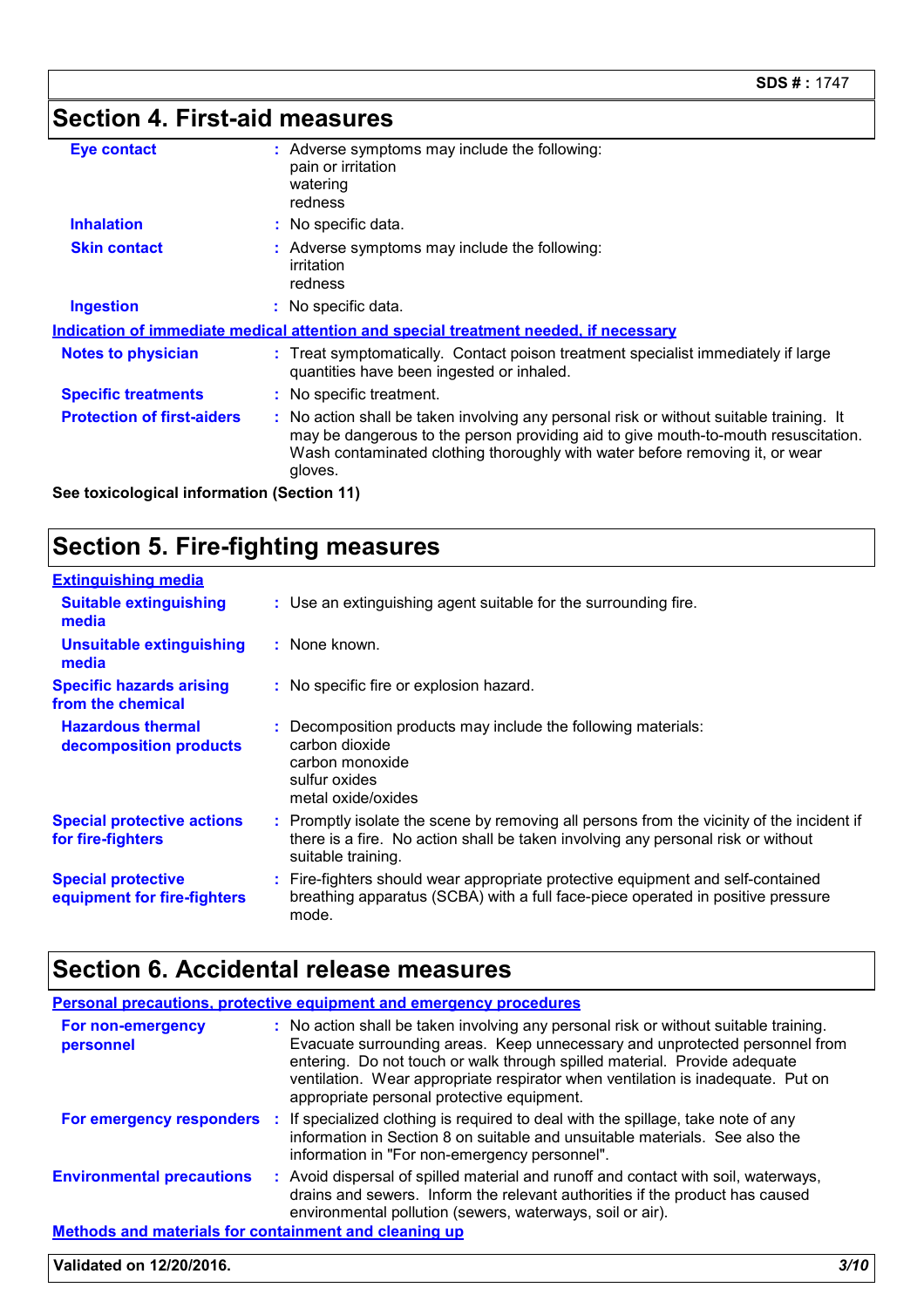## Section 4. First-aid measures

**Eye contact** : Adverse symptoms may include the following:
pain or irritation
watering
redness

**Inhalation** : No specific data.

**Skin contact** : Adverse symptoms may include the following:
irritation
redness

**Ingestion** : No specific data.

### Indication of immediate medical attention and special treatment needed, if necessary

**Notes to physician** : Treat symptomatically. Contact poison treatment specialist immediately if large quantities have been ingested or inhaled.

**Specific treatments** : No specific treatment.

**Protection of first-aiders** : No action shall be taken involving any personal risk or without suitable training. It may be dangerous to the person providing aid to give mouth-to-mouth resuscitation. Wash contaminated clothing thoroughly with water before removing it, or wear gloves.

**See toxicological information (Section 11)**

## Section 5. Fire-fighting measures

### Extinguishing media

**Suitable extinguishing media** : Use an extinguishing agent suitable for the surrounding fire.

**Unsuitable extinguishing media** : None known.

**Specific hazards arising from the chemical** : No specific fire or explosion hazard.

**Hazardous thermal decomposition products** : Decomposition products may include the following materials:
carbon dioxide
carbon monoxide
sulfur oxides
metal oxide/oxides

**Special protective actions for fire-fighters** : Promptly isolate the scene by removing all persons from the vicinity of the incident if there is a fire. No action shall be taken involving any personal risk or without suitable training.

**Special protective equipment for fire-fighters** : Fire-fighters should wear appropriate protective equipment and self-contained breathing apparatus (SCBA) with a full face-piece operated in positive pressure mode.

## Section 6. Accidental release measures

### Personal precautions, protective equipment and emergency procedures

**For non-emergency personnel** : No action shall be taken involving any personal risk or without suitable training. Evacuate surrounding areas. Keep unnecessary and unprotected personnel from entering. Do not touch or walk through spilled material. Provide adequate ventilation. Wear appropriate respirator when ventilation is inadequate. Put on appropriate personal protective equipment.

**For emergency responders** : If specialized clothing is required to deal with the spillage, take note of any information in Section 8 on suitable and unsuitable materials. See also the information in "For non-emergency personnel".

**Environmental precautions** : Avoid dispersal of spilled material and runoff and contact with soil, waterways, drains and sewers. Inform the relevant authorities if the product has caused environmental pollution (sewers, waterways, soil or air).

### Methods and materials for containment and cleaning up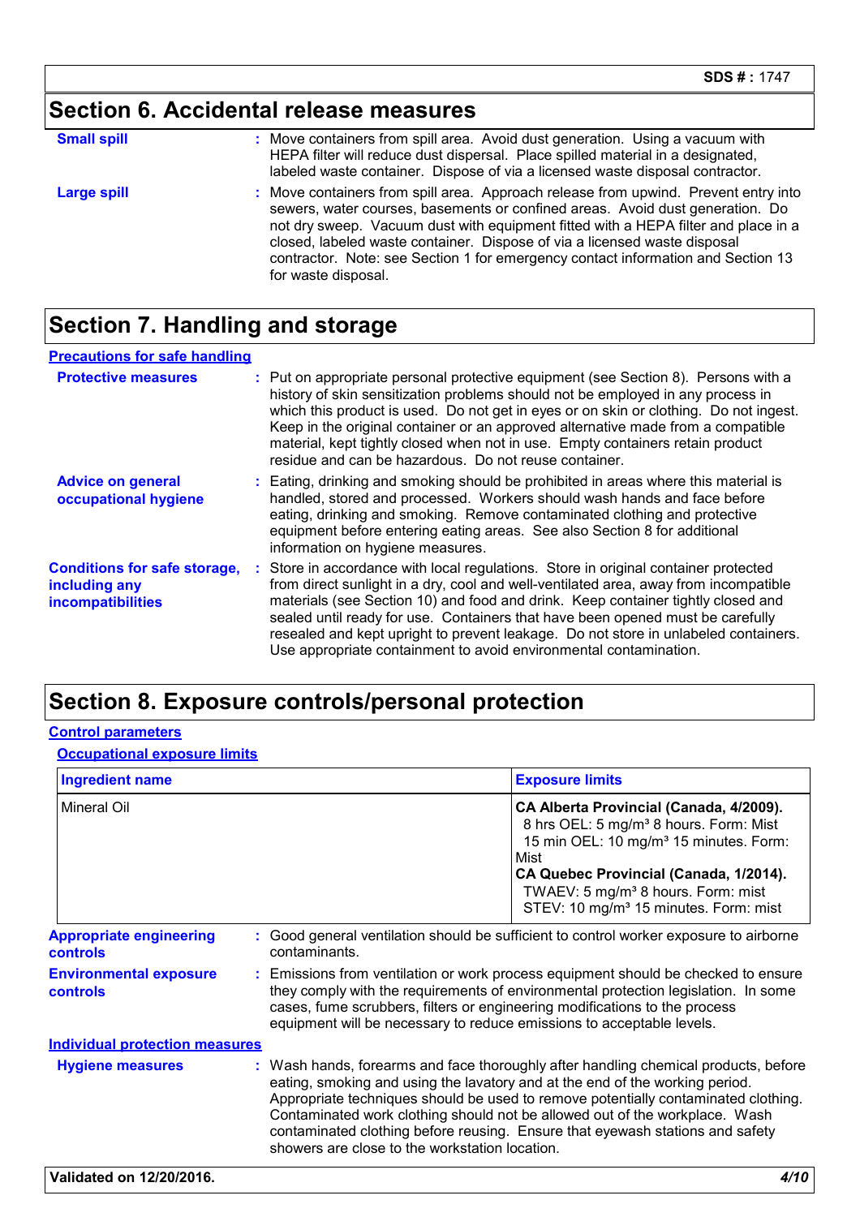## Section 6. Accidental release measures

**Small spill** : Move containers from spill area. Avoid dust generation. Using a vacuum with HEPA filter will reduce dust dispersal. Place spilled material in a designated, labeled waste container. Dispose of via a licensed waste disposal contractor.

**Large spill** : Move containers from spill area. Approach release from upwind. Prevent entry into sewers, water courses, basements or confined areas. Avoid dust generation. Do not dry sweep. Vacuum dust with equipment fitted with a HEPA filter and place in a closed, labeled waste container. Dispose of via a licensed waste disposal contractor. Note: see Section 1 for emergency contact information and Section 13 for waste disposal.

## Section 7. Handling and storage

### Precautions for safe handling

**Protective measures** : Put on appropriate personal protective equipment (see Section 8). Persons with a history of skin sensitization problems should not be employed in any process in which this product is used. Do not get in eyes or on skin or clothing. Do not ingest. Keep in the original container or an approved alternative made from a compatible material, kept tightly closed when not in use. Empty containers retain product residue and can be hazardous. Do not reuse container.

**Advice on general occupational hygiene** : Eating, drinking and smoking should be prohibited in areas where this material is handled, stored and processed. Workers should wash hands and face before eating, drinking and smoking. Remove contaminated clothing and protective equipment before entering eating areas. See also Section 8 for additional information on hygiene measures.

**Conditions for safe storage, including any incompatibilities** : Store in accordance with local regulations. Store in original container protected from direct sunlight in a dry, cool and well-ventilated area, away from incompatible materials (see Section 10) and food and drink. Keep container tightly closed and sealed until ready for use. Containers that have been opened must be carefully resealed and kept upright to prevent leakage. Do not store in unlabeled containers. Use appropriate containment to avoid environmental contamination.

## Section 8. Exposure controls/personal protection

### Control parameters

#### Occupational exposure limits

| Ingredient name | Exposure limits |
| --- | --- |
| Mineral Oil | **CA Alberta Provincial (Canada, 4/2009).**<br>8 hrs OEL: 5 mg/m³ 8 hours. Form: Mist<br>15 min OEL: 10 mg/m³ 15 minutes. Form: Mist<br>**CA Quebec Provincial (Canada, 1/2014).**<br>TWAEV: 5 mg/m³ 8 hours. Form: mist<br>STEV: 10 mg/m³ 15 minutes. Form: mist |

**Appropriate engineering controls** : Good general ventilation should be sufficient to control worker exposure to airborne contaminants.

**Environmental exposure controls** : Emissions from ventilation or work process equipment should be checked to ensure they comply with the requirements of environmental protection legislation. In some cases, fume scrubbers, filters or engineering modifications to the process equipment will be necessary to reduce emissions to acceptable levels.

### Individual protection measures

**Hygiene measures** : Wash hands, forearms and face thoroughly after handling chemical products, before eating, smoking and using the lavatory and at the end of the working period. Appropriate techniques should be used to remove potentially contaminated clothing. Contaminated work clothing should not be allowed out of the workplace. Wash contaminated clothing before reusing. Ensure that eyewash stations and safety showers are close to the workstation location.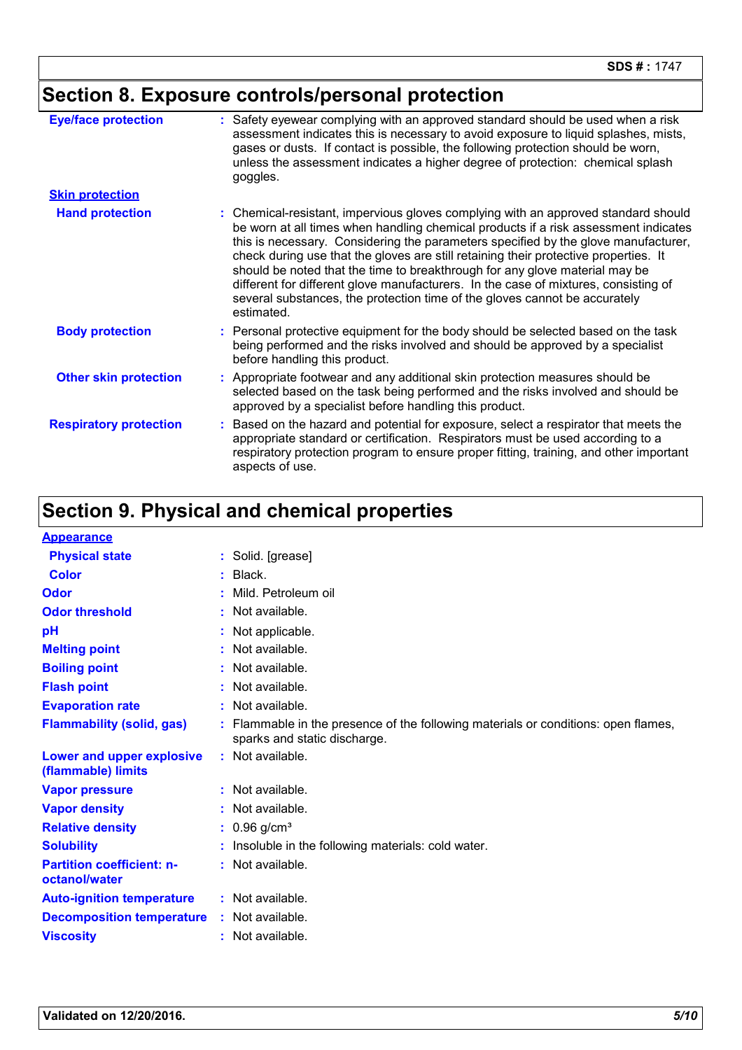## Section 8. Exposure controls/personal protection

**Eye/face protection** : Safety eyewear complying with an approved standard should be used when a risk assessment indicates this is necessary to avoid exposure to liquid splashes, mists, gases or dusts. If contact is possible, the following protection should be worn, unless the assessment indicates a higher degree of protection: chemical splash goggles.

**Skin protection**

**Hand protection** : Chemical-resistant, impervious gloves complying with an approved standard should be worn at all times when handling chemical products if a risk assessment indicates this is necessary. Considering the parameters specified by the glove manufacturer, check during use that the gloves are still retaining their protective properties. It should be noted that the time to breakthrough for any glove material may be different for different glove manufacturers. In the case of mixtures, consisting of several substances, the protection time of the gloves cannot be accurately estimated.

**Body protection** : Personal protective equipment for the body should be selected based on the task being performed and the risks involved and should be approved by a specialist before handling this product.

**Other skin protection** : Appropriate footwear and any additional skin protection measures should be selected based on the task being performed and the risks involved and should be approved by a specialist before handling this product.

**Respiratory protection** : Based on the hazard and potential for exposure, select a respirator that meets the appropriate standard or certification. Respirators must be used according to a respiratory protection program to ensure proper fitting, training, and other important aspects of use.

## Section 9. Physical and chemical properties

**Appearance**

| Property | Value |
|---|---|
| Physical state | Solid. [grease] |
| Color | Black. |
| Odor | Mild. Petroleum oil |
| Odor threshold | Not available. |
| pH | Not applicable. |
| Melting point | Not available. |
| Boiling point | Not available. |
| Flash point | Not available. |
| Evaporation rate | Not available. |
| Flammability (solid, gas) | Flammable in the presence of the following materials or conditions: open flames, sparks and static discharge. |
| Lower and upper explosive (flammable) limits | Not available. |
| Vapor pressure | Not available. |
| Vapor density | Not available. |
| Relative density | 0.96 g/cm³ |
| Solubility | Insoluble in the following materials: cold water. |
| Partition coefficient: n-octanol/water | Not available. |
| Auto-ignition temperature | Not available. |
| Decomposition temperature | Not available. |
| Viscosity | Not available. |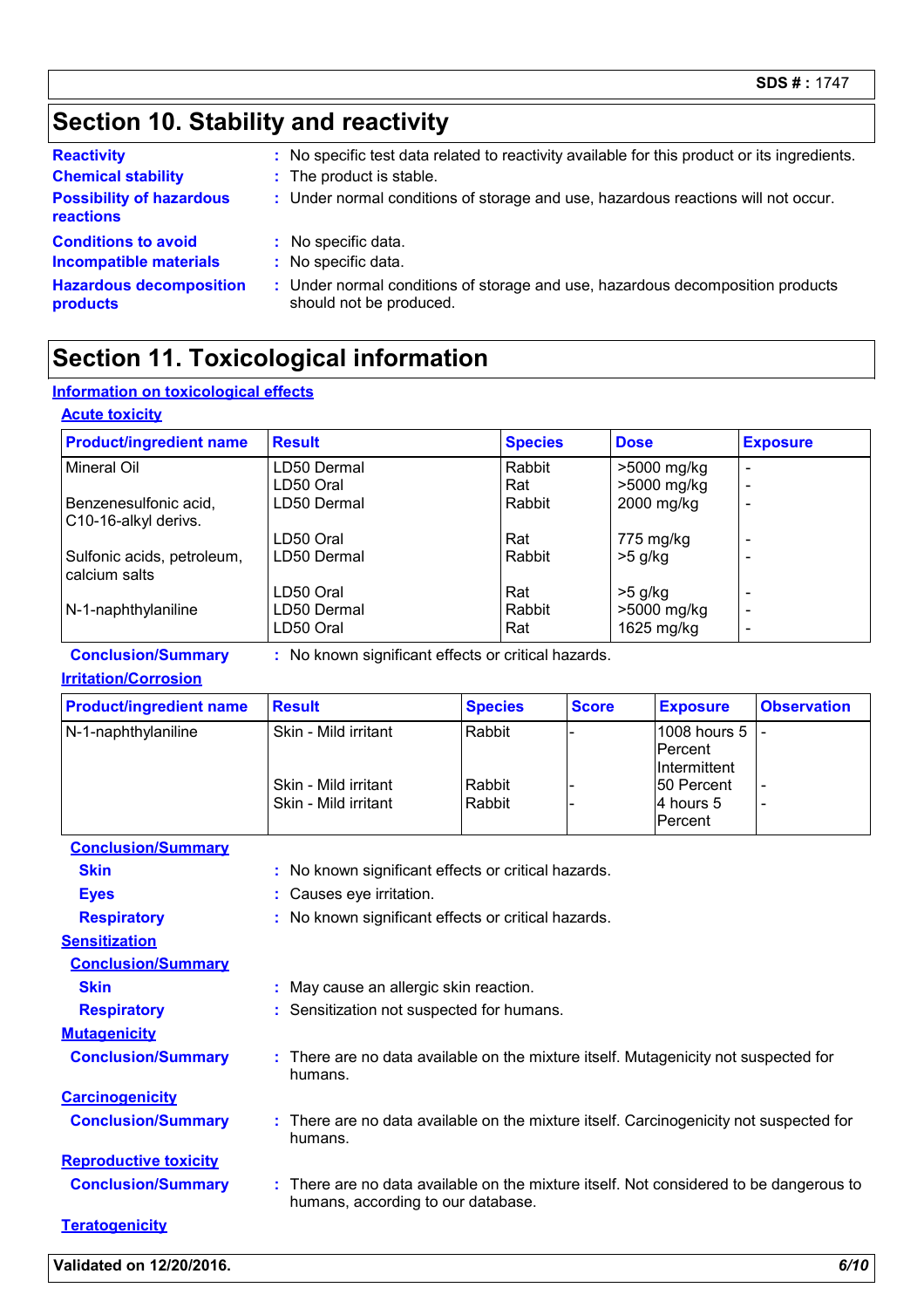## Section 10. Stability and reactivity

**Reactivity** : No specific test data related to reactivity available for this product or its ingredients.

**Chemical stability** : The product is stable.

**Possibility of hazardous reactions** : Under normal conditions of storage and use, hazardous reactions will not occur.

**Conditions to avoid** : No specific data.

**Incompatible materials** : No specific data.

**Hazardous decomposition products** : Under normal conditions of storage and use, hazardous decomposition products should not be produced.

## Section 11. Toxicological information

### Information on toxicological effects

#### Acute toxicity

| Product/ingredient name | Result | Species | Dose | Exposure |
|---|---|---|---|---|
| Mineral Oil | LD50 Dermal | Rabbit | >5000 mg/kg | - |
| | LD50 Oral | Rat | >5000 mg/kg | - |
| Benzenesulfonic acid, C10-16-alkyl derivs. | LD50 Dermal | Rabbit | 2000 mg/kg | - |
| | LD50 Oral | Rat | 775 mg/kg | - |
| Sulfonic acids, petroleum, calcium salts | LD50 Dermal | Rabbit | >5 g/kg | - |
| | LD50 Oral | Rat | >5 g/kg | - |
| N-1-naphthylaniline | LD50 Dermal | Rabbit | >5000 mg/kg | - |
| | LD50 Oral | Rat | 1625 mg/kg | - |

**Conclusion/Summary** : No known significant effects or critical hazards.

#### Irritation/Corrosion

| Product/ingredient name | Result | Species | Score | Exposure | Observation |
|---|---|---|---|---|---|
| N-1-naphthylaniline | Skin - Mild irritant | Rabbit | - | 1008 hours 5 Percent Intermittent | - |
| | Skin - Mild irritant | Rabbit | - | 50 Percent | - |
| | Skin - Mild irritant | Rabbit | - | 4 hours 5 Percent | - |

**Conclusion/Summary**

**Skin** : No known significant effects or critical hazards.

**Eyes** : Causes eye irritation.

**Respiratory** : No known significant effects or critical hazards.

#### Sensitization

**Conclusion/Summary**

**Skin** : May cause an allergic skin reaction.

**Respiratory** : Sensitization not suspected for humans.

#### Mutagenicity

**Conclusion/Summary** : There are no data available on the mixture itself. Mutagenicity not suspected for humans.

#### Carcinogenicity

**Conclusion/Summary** : There are no data available on the mixture itself. Carcinogenicity not suspected for humans.

#### Reproductive toxicity

**Conclusion/Summary** : There are no data available on the mixture itself. Not considered to be dangerous to humans, according to our database.

#### Teratogenicity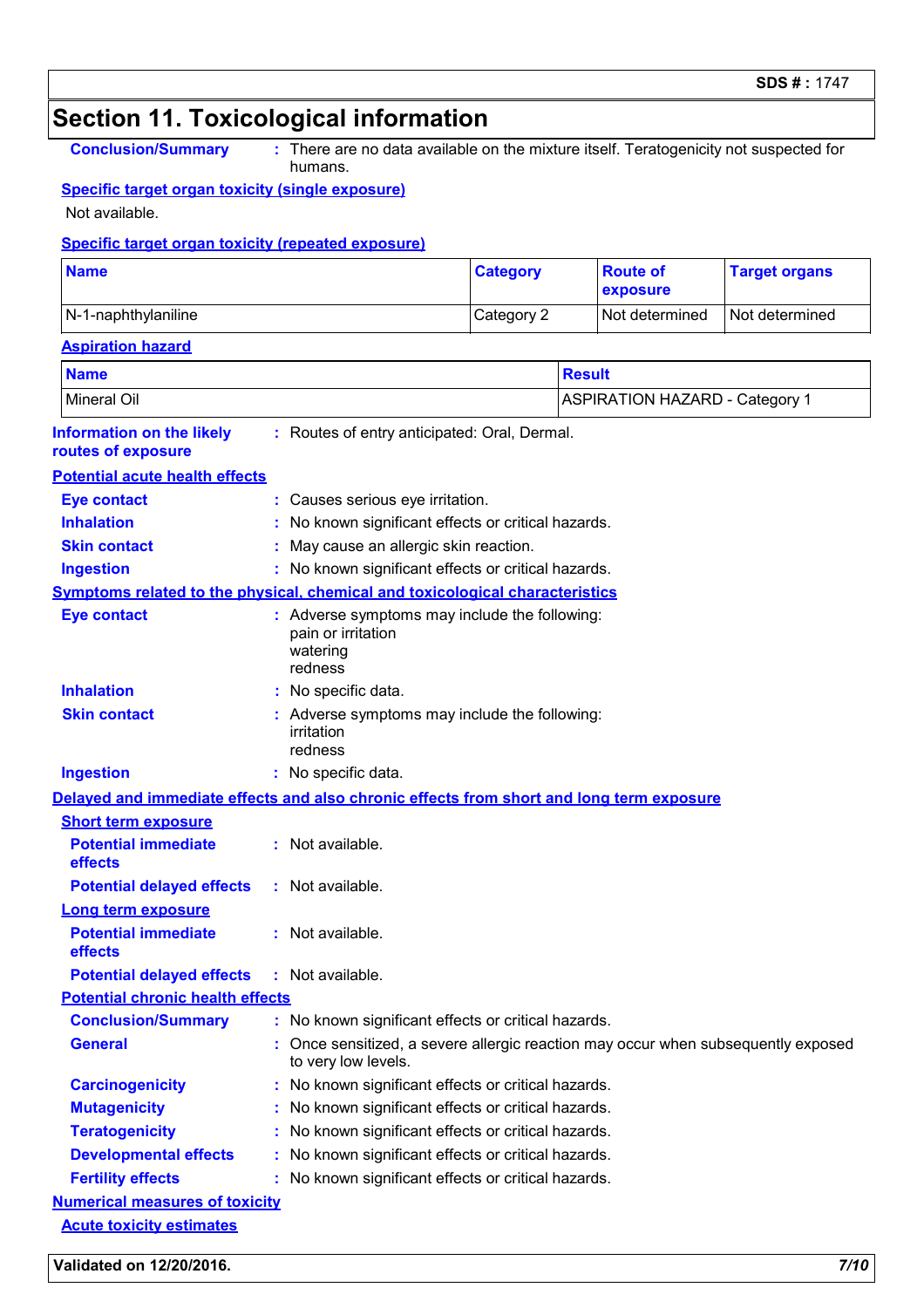## Section 11. Toxicological information

**Conclusion/Summary** : There are no data available on the mixture itself. Teratogenicity not suspected for humans.

**Specific target organ toxicity (single exposure)**

Not available.

**Specific target organ toxicity (repeated exposure)**

| Name | Category | Route of exposure | Target organs |
|---|---|---|---|
| N-1-naphthylaniline | Category 2 | Not determined | Not determined |

**Aspiration hazard**

| Name | Result |
|---|---|
| Mineral Oil | ASPIRATION HAZARD - Category 1 |

**Information on the likely routes of exposure** : Routes of entry anticipated: Oral, Dermal.

**Potential acute health effects**

**Eye contact** : Causes serious eye irritation.

**Inhalation** : No known significant effects or critical hazards.

**Skin contact** : May cause an allergic skin reaction.

**Ingestion** : No known significant effects or critical hazards.

**Symptoms related to the physical, chemical and toxicological characteristics**

**Eye contact** : Adverse symptoms may include the following:
pain or irritation
watering
redness

**Inhalation** : No specific data.

**Skin contact** : Adverse symptoms may include the following:
irritation
redness

**Ingestion** : No specific data.

**Delayed and immediate effects and also chronic effects from short and long term exposure**

**Short term exposure**

**Potential immediate effects** : Not available.

**Potential delayed effects** : Not available.

**Long term exposure**

**Potential immediate effects** : Not available.

**Potential delayed effects** : Not available.

**Potential chronic health effects**

**Conclusion/Summary** : No known significant effects or critical hazards.

**General** : Once sensitized, a severe allergic reaction may occur when subsequently exposed to very low levels.

**Carcinogenicity** : No known significant effects or critical hazards.

**Mutagenicity** : No known significant effects or critical hazards.

**Teratogenicity** : No known significant effects or critical hazards.

**Developmental effects** : No known significant effects or critical hazards.

**Fertility effects** : No known significant effects or critical hazards.

**Numerical measures of toxicity**

**Acute toxicity estimates**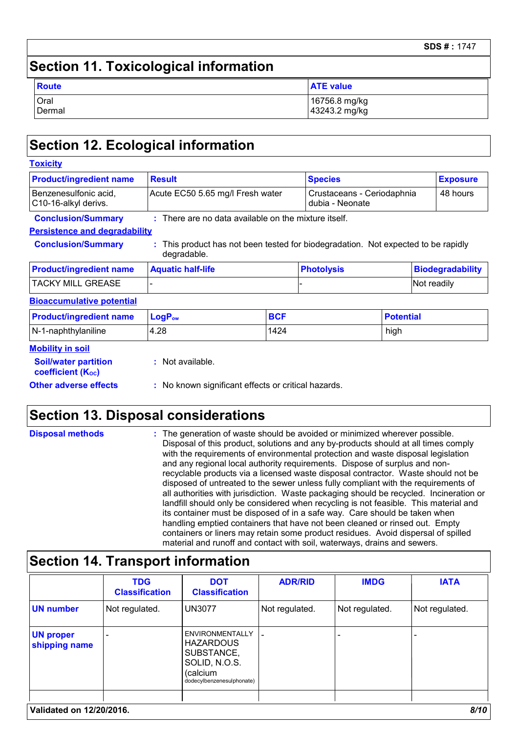## Section 11. Toxicological information

| Route | ATE value |
|---|---|
| Oral<br>Dermal | 16756.8 mg/kg<br>43243.2 mg/kg |

## Section 12. Ecological information

**Toxicity**

| Product/ingredient name | Result | Species | Exposure |
|---|---|---|---|
| Benzenesulfonic acid, C10-16-alkyl derivs. | Acute EC50 5.65 mg/l Fresh water | Crustaceans - Ceriodaphnia dubia - Neonate | 48 hours |

**Conclusion/Summary** : There are no data available on the mixture itself.

**Persistence and degradability**

**Conclusion/Summary** : This product has not been tested for biodegradation. Not expected to be rapidly degradable.

| Product/ingredient name | Aquatic half-life | Photolysis | Biodegradability |
|---|---|---|---|
| TACKY MILL GREASE | - | - | Not readily |

**Bioaccumulative potential**

| Product/ingredient name | $LogP_{ow}$ | BCF | Potential |
|---|---|---|---|
| N-1-naphthylaniline | 4.28 | 1424 | high |

**Mobility in soil**

**Soil/water partition coefficient ($K_{OC}$)** : Not available.

**Other adverse effects** : No known significant effects or critical hazards.

## Section 13. Disposal considerations

**Disposal methods** : The generation of waste should be avoided or minimized wherever possible. Disposal of this product, solutions and any by-products should at all times comply with the requirements of environmental protection and waste disposal legislation and any regional local authority requirements. Dispose of surplus and non-recyclable products via a licensed waste disposal contractor. Waste should not be disposed of untreated to the sewer unless fully compliant with the requirements of all authorities with jurisdiction. Waste packaging should be recycled. Incineration or landfill should only be considered when recycling is not feasible. This material and its container must be disposed of in a safe way. Care should be taken when handling emptied containers that have not been cleaned or rinsed out. Empty containers or liners may retain some product residues. Avoid dispersal of spilled material and runoff and contact with soil, waterways, drains and sewers.

## Section 14. Transport information

| | TDG Classification | DOT Classification | ADR/RID | IMDG | IATA |
|---|---|---|---|---|---|
| **UN number** | Not regulated. | UN3077 | Not regulated. | Not regulated. | Not regulated. |
| **UN proper shipping name** | - | ENVIRONMENTALLY HAZARDOUS SUBSTANCE, SOLID, N.O.S. (calcium dodecylbenzenesulphonate) | - | - | - |

Validated on 12/20/2016.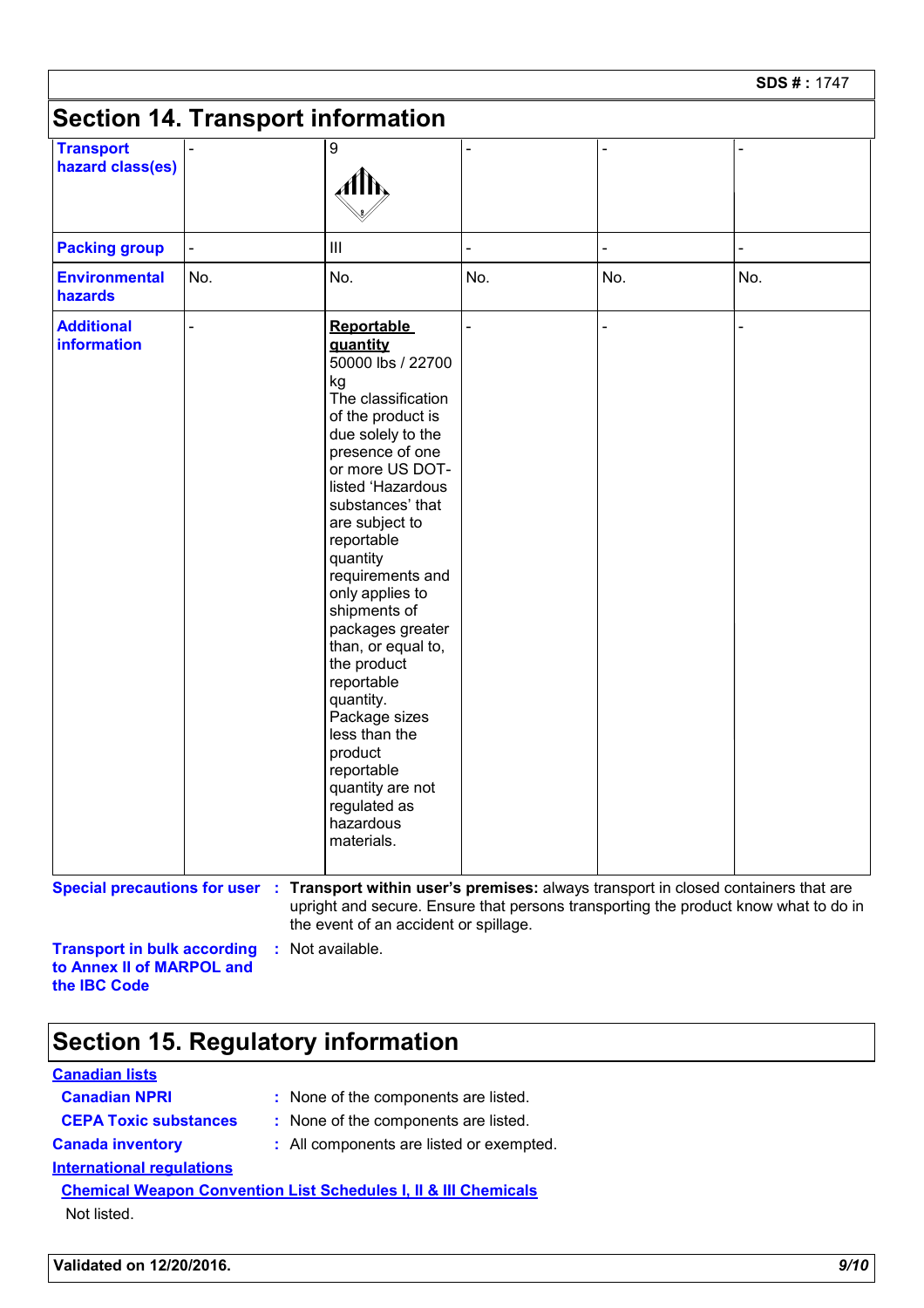## Section 14. Transport information

| | | | | | |
|---|---|---|---|---|---|
| **Transport hazard class(es)** | - | 9 | - | - | - |
| **Packing group** | - | III | - | - | - |
| **Environmental hazards** | No. | No. | No. | No. | No. |
| **Additional information** | - | **Reportable quantity** 50000 lbs / 22700 kg The classification of the product is due solely to the presence of one or more US DOT-listed 'Hazardous substances' that are subject to reportable quantity requirements and only applies to shipments of packages greater than, or equal to, the product reportable quantity. Package sizes less than the product reportable quantity are not regulated as hazardous materials. | - | - | - |

**Special precautions for user** : **Transport within user's premises:** always transport in closed containers that are upright and secure. Ensure that persons transporting the product know what to do in the event of an accident or spillage.

**Transport in bulk according to Annex II of MARPOL and the IBC Code** : Not available.

## Section 15. Regulatory information

**Canadian lists**

**Canadian NPRI** : None of the components are listed.

**CEPA Toxic substances** : None of the components are listed.

**Canada inventory** : All components are listed or exempted.

**International regulations**

**Chemical Weapon Convention List Schedules I, II & III Chemicals**

Not listed.

Validated on 12/20/2016.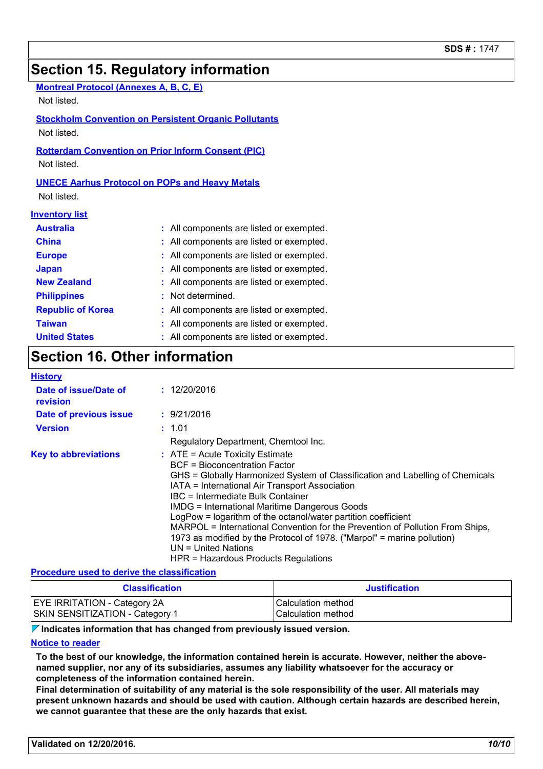# Section 15. Regulatory information

**Montreal Protocol (Annexes A, B, C, E)**

Not listed.

**Stockholm Convention on Persistent Organic Pollutants**

Not listed.

**Rotterdam Convention on Prior Inform Consent (PIC)**

Not listed.

**UNECE Aarhus Protocol on POPs and Heavy Metals**

Not listed.

**Inventory list**

| | |
|---|---|
| **Australia** | : All components are listed or exempted. |
| **China** | : All components are listed or exempted. |
| **Europe** | : All components are listed or exempted. |
| **Japan** | : All components are listed or exempted. |
| **New Zealand** | : All components are listed or exempted. |
| **Philippines** | : Not determined. |
| **Republic of Korea** | : All components are listed or exempted. |
| **Taiwan** | : All components are listed or exempted. |
| **United States** | : All components are listed or exempted. |

# Section 16. Other information

**History**

| | |
|---|---|
| **Date of issue/Date of revision** | : 12/20/2016 |
| **Date of previous issue** | : 9/21/2016 |
| **Version** | : 1.01 |
| | Regulatory Department, Chemtool Inc. |

**Key to abbreviations** :
ATE = Acute Toxicity Estimate
BCF = Bioconcentration Factor
GHS = Globally Harmonized System of Classification and Labelling of Chemicals
IATA = International Air Transport Association
IBC = Intermediate Bulk Container
IMDG = International Maritime Dangerous Goods
LogPow = logarithm of the octanol/water partition coefficient
MARPOL = International Convention for the Prevention of Pollution From Ships, 1973 as modified by the Protocol of 1978. ("Marpol" = marine pollution)
UN = United Nations
HPR = Hazardous Products Regulations

**Procedure used to derive the classification**

| Classification | Justification |
|---|---|
| EYE IRRITATION - Category 2A<br>SKIN SENSITIZATION - Category 1 | Calculation method<br>Calculation method |

**Indicates information that has changed from previously issued version.**

**Notice to reader**

**To the best of our knowledge, the information contained herein is accurate. However, neither the above-named supplier, nor any of its subsidiaries, assumes any liability whatsoever for the accuracy or completeness of the information contained herein.**
**Final determination of suitability of any material is the sole responsibility of the user. All materials may present unknown hazards and should be used with caution. Although certain hazards are described herein, we cannot guarantee that these are the only hazards that exist.**